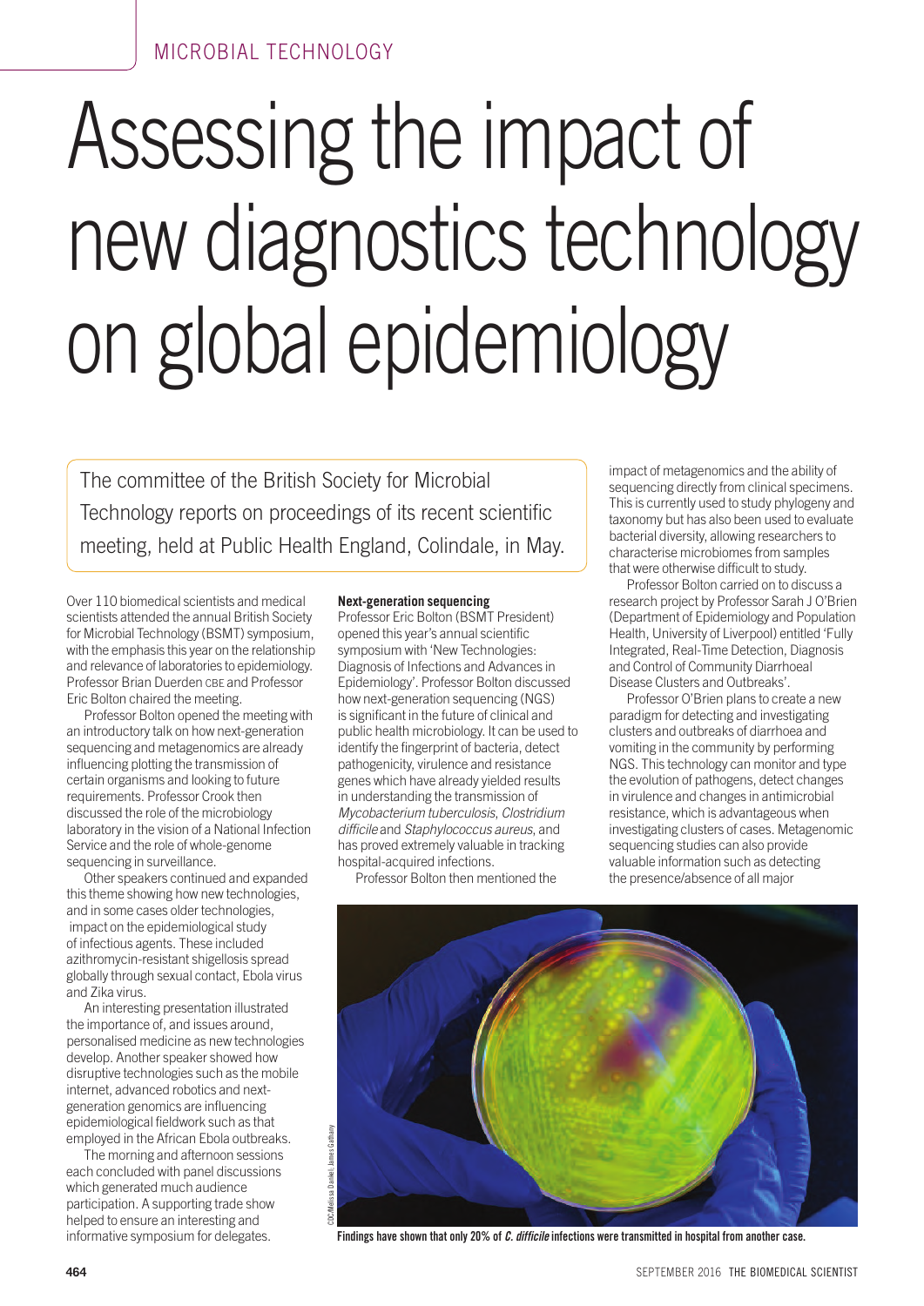# Assessing the impact of new diagnostics technology on global epidemiology

The committee of the British Society for Microbial Technology reports on proceedings of its recent scientific meeting, held at Public Health England, Colindale, in May.

Over 110 biomedical scientists and medical scientists attended the annual British Society for Microbial Technology (BSMT) symposium, with the emphasis this year on the relationship and relevance of laboratories to epidemiology. Professor Brian Duerden CBE and Professor Eric Bolton chaired the meeting.

Professor Bolton opened the meeting with an introductory talk on how next-generation sequencing and metagenomics are already influencing plotting the transmission of certain organisms and looking to future requirements. Professor Crook then discussed the role of the microbiology laboratory in the vision of a National Infection Service and the role of whole-genome sequencing in surveillance.

Other speakers continued and expanded this theme showing how new technologies, and in some cases older technologies, impact on the epidemiological study of infectious agents. These included azithromycin-resistant shigellosis spread globally through sexual contact, Ebola virus and Zika virus.

An interesting presentation illustrated the importance of, and issues around, personalised medicine as new technologies develop. Another speaker showed how disruptive technologies such as the mobile internet, advanced robotics and next-generation genomics are influencing epidemiological fieldwork such as that employed in the African Ebola outbreaks.

The morning and afternoon sessions each concluded with panel discussions which generated much audience participation. A supporting trade show helped to ensure an interesting and informative symposium for delegates.

**Next-generation sequencing**

Professor Eric Bolton (BSMT President) opened this year's annual scientific symposium with 'New Technologies: Diagnosis of Infections and Advances in Epidemiology'. Professor Bolton discussed how next-generation sequencing (NGS) is significant in the future of clinical and public health microbiology. It can be used to identify the fingerprint of bacteria, detect pathogenicity, virulence and resistance genes which have already yielded results in understanding the transmission of *Mycobacterium tuberculosis*, *Clostridium difficile* and *Staphylococcus aureus*, and has proved extremely valuable in tracking hospital-acquired infections.

Professor Bolton then mentioned the impact of metagenomics and the ability of sequencing directly from clinical specimens. This is currently used to study phylogeny and taxonomy but has also been used to evaluate bacterial diversity, allowing researchers to characterise microbiomes from samples that were otherwise difficult to study.

Professor Bolton carried on to discuss a research project by Professor Sarah J O'Brien (Department of Epidemiology and Population Health, University of Liverpool) entitled 'Fully Integrated, Real-Time Detection, Diagnosis and Control of Community Diarrhoeal Disease Clusters and Outbreaks'.

Professor O'Brien plans to create a new paradigm for detecting and investigating clusters and outbreaks of diarrhoea and vomiting in the community by performing NGS. This technology can monitor and type the evolution of pathogens, detect changes in virulence and changes in antimicrobial resistance, which is advantageous when investigating clusters of cases. Metagenomic sequencing studies can also provide valuable information such as detecting the presence/absence of all major

CDC/Melissa Dankel; James Gathany

Findings have shown that only 20% of *C. difficile* infections were transmitted in hospital from another case.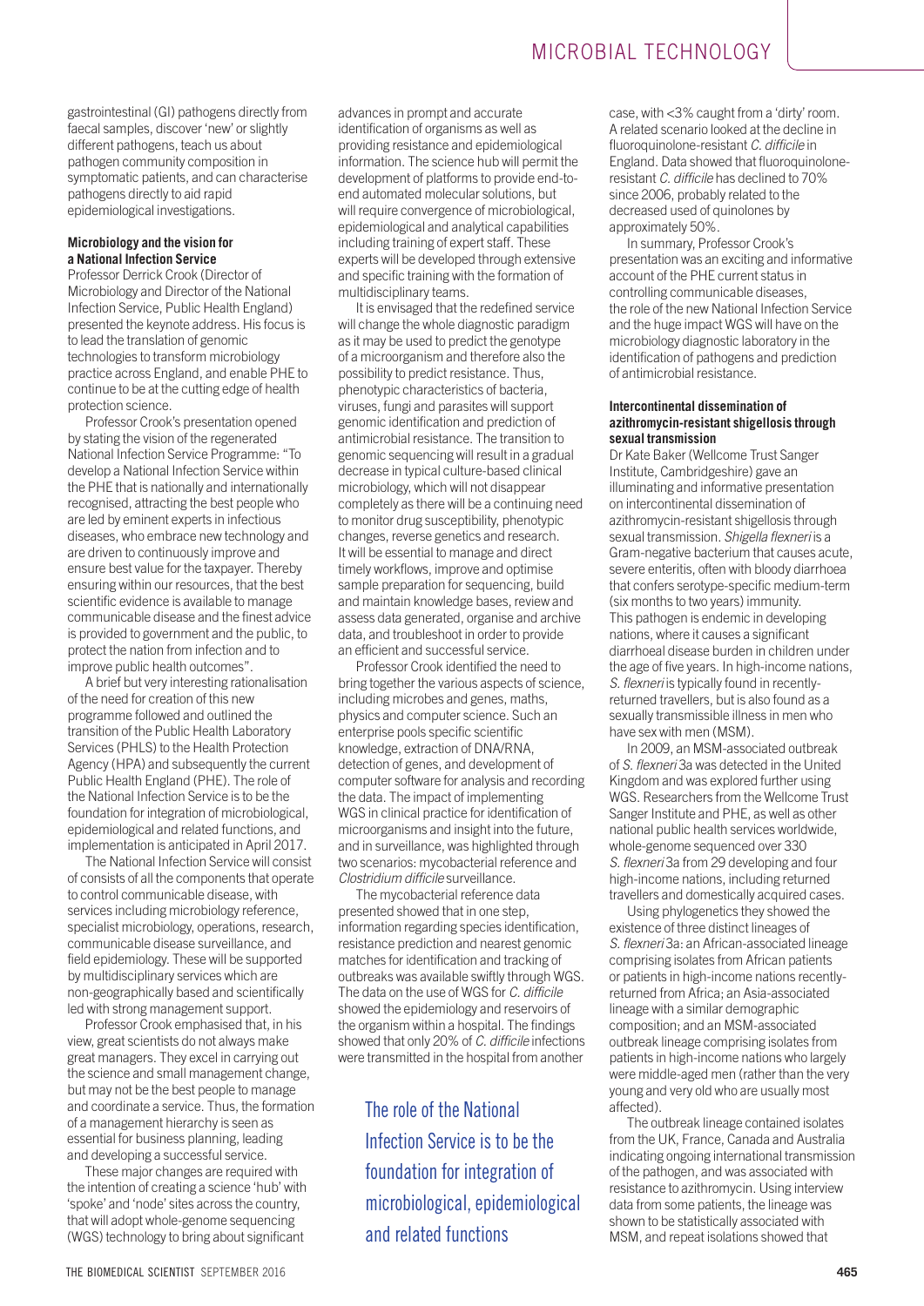gastrointestinal (GI) pathogens directly from faecal samples, discover 'new' or slightly different pathogens, teach us about pathogen community composition in symptomatic patients, and can characterise pathogens directly to aid rapid epidemiological investigations.

### Microbiology and the vision for a National Infection Service

Professor Derrick Crook (Director of Microbiology and Director of the National Infection Service, Public Health England) presented the keynote address. His focus is to lead the translation of genomic technologies to transform microbiology practice across England, and enable PHE to continue to be at the cutting edge of health protection science.

Professor Crook's presentation opened by stating the vision of the regenerated National Infection Service Programme: "To develop a National Infection Service within the PHE that is nationally and internationally recognised, attracting the best people who are led by eminent experts in infectious diseases, who embrace new technology and are driven to continuously improve and ensure best value for the taxpayer. Thereby ensuring within our resources, that the best scientific evidence is available to manage communicable disease and the finest advice is provided to government and the public, to protect the nation from infection and to improve public health outcomes".

A brief but very interesting rationalisation of the need for creation of this new programme followed and outlined the transition of the Public Health Laboratory Services (PHLS) to the Health Protection Agency (HPA) and subsequently the current Public Health England (PHE). The role of the National Infection Service is to be the foundation for integration of microbiological, epidemiological and related functions, and implementation is anticipated in April 2017.

The National Infection Service will consist of consists of all the components that operate to control communicable disease, with services including microbiology reference, specialist microbiology, operations, research, communicable disease surveillance, and field epidemiology. These will be supported by multidisciplinary services which are non-geographically based and scientifically led with strong management support.

Professor Crook emphasised that, in his view, great scientists do not always make great managers. They excel in carrying out the science and small management change, but may not be the best people to manage and coordinate a service. Thus, the formation of a management hierarchy is seen as essential for business planning, leading and developing a successful service.

These major changes are required with the intention of creating a science 'hub' with 'spoke' and 'node' sites across the country, that will adopt whole-genome sequencing (WGS) technology to bring about significant advances in prompt and accurate identification of organisms as well as providing resistance and epidemiological information. The science hub will permit the development of platforms to provide end-to-end automated molecular solutions, but will require convergence of microbiological, epidemiological and analytical capabilities including training of expert staff. These experts will be developed through extensive and specific training with the formation of multidisciplinary teams.

It is envisaged that the redefined service will change the whole diagnostic paradigm as it may be used to predict the genotype of a microorganism and therefore also the possibility to predict resistance. Thus, phenotypic characteristics of bacteria, viruses, fungi and parasites will support genomic identification and prediction of antimicrobial resistance. The transition to genomic sequencing will result in a gradual decrease in typical culture-based clinical microbiology, which will not disappear completely as there will be a continuing need to monitor drug susceptibility, phenotypic changes, reverse genetics and research. It will be essential to manage and direct timely workflows, improve and optimise sample preparation for sequencing, build and maintain knowledge bases, review and assess data generated, organise and archive data, and troubleshoot in order to provide an efficient and successful service.

Professor Crook identified the need to bring together the various aspects of science, including microbes and genes, maths, physics and computer science. Such an enterprise pools specific scientific knowledge, extraction of DNA/RNA, detection of genes, and development of computer software for analysis and recording the data. The impact of implementing WGS in clinical practice for identification of microorganisms and insight into the future, and in surveillance, was highlighted through two scenarios: mycobacterial reference and *Clostridium difficile* surveillance.

The mycobacterial reference data presented showed that in one step, information regarding species identification, resistance prediction and nearest genomic matches for identification and tracking of outbreaks was available swiftly through WGS. The data on the use of WGS for *C. difficile* showed the epidemiology and reservoirs of the organism within a hospital. The findings showed that only 20% of *C. difficile* infections were transmitted in the hospital from another case, with <3% caught from a 'dirty' room. A related scenario looked at the decline in fluoroquinolone-resistant *C. difficile* in England. Data showed that fluoroquinolone-resistant *C. difficile* has declined to 70% since 2006, probably related to the decreased used of quinolones by approximately 50%.

In summary, Professor Crook's presentation was an exciting and informative account of the PHE current status in controlling communicable diseases, the role of the new National Infection Service and the huge impact WGS will have on the microbiology diagnostic laboratory in the identification of pathogens and prediction of antimicrobial resistance.

> The role of the National Infection Service is to be the foundation for integration of microbiological, epidemiological and related functions

### Intercontinental dissemination of azithromycin-resistant shigellosis through sexual transmission

Dr Kate Baker (Wellcome Trust Sanger Institute, Cambridgeshire) gave an illuminating and informative presentation on intercontinental dissemination of azithromycin-resistant shigellosis through sexual transmission. *Shigella flexneri* is a Gram-negative bacterium that causes acute, severe enteritis, often with bloody diarrhoea that confers serotype-specific medium-term (six months to two years) immunity. This pathogen is endemic in developing nations, where it causes a significant diarrhoeal disease burden in children under the age of five years. In high-income nations, *S. flexneri* is typically found in recently-returned travellers, but is also found as a sexually transmissible illness in men who have sex with men (MSM).

In 2009, an MSM-associated outbreak of *S. flexneri* 3a was detected in the United Kingdom and was explored further using WGS. Researchers from the Wellcome Trust Sanger Institute and PHE, as well as other national public health services worldwide, whole-genome sequenced over 330 *S. flexneri* 3a from 29 developing and four high-income nations, including returned travellers and domestically acquired cases.

Using phylogenetics they showed the existence of three distinct lineages of *S. flexneri* 3a: an African-associated lineage comprising isolates from African patients or patients in high-income nations recently-returned from Africa; an Asia-associated lineage with a similar demographic composition; and an MSM-associated outbreak lineage comprising isolates from patients in high-income nations who largely were middle-aged men (rather than the very young and very old who are usually most affected).

The outbreak lineage contained isolates from the UK, France, Canada and Australia indicating ongoing international transmission of the pathogen, and was associated with resistance to azithromycin. Using interview data from some patients, the lineage was shown to be statistically associated with MSM, and repeat isolations showed that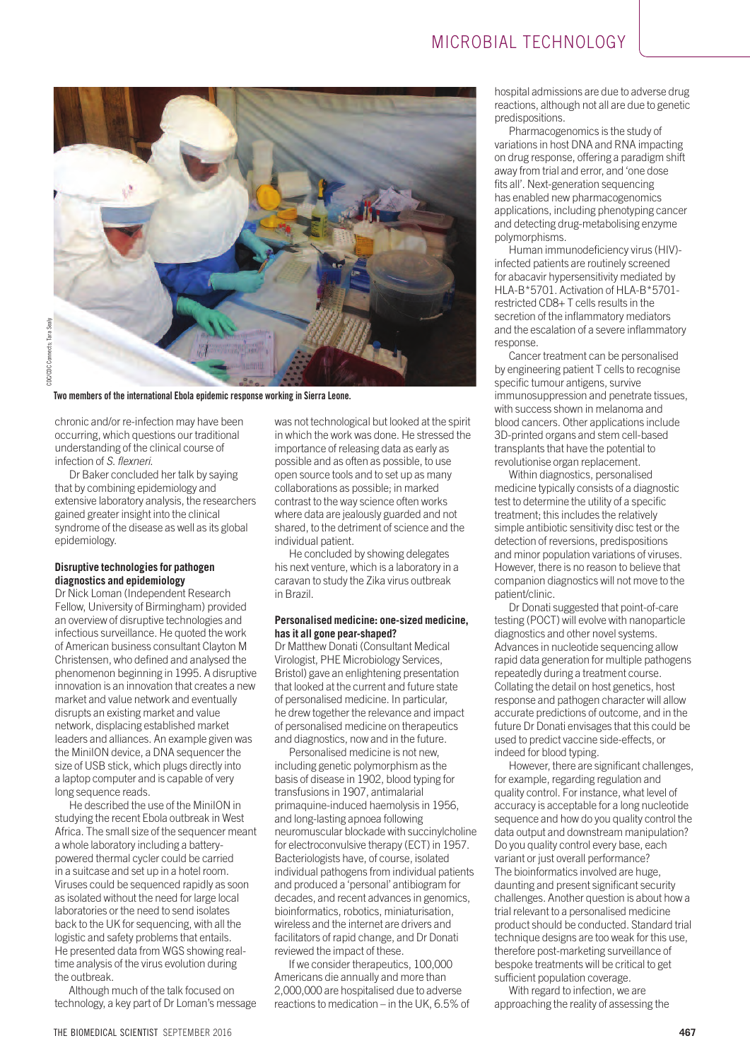Two members of the international Ebola epidemic response working in Sierra Leone.

chronic and/or re-infection may have been occurring, which questions our traditional understanding of the clinical course of infection of *S. flexneri*.

Dr Baker concluded her talk by saying that by combining epidemiology and extensive laboratory analysis, the researchers gained greater insight into the clinical syndrome of the disease as well as its global epidemiology.

**Disruptive technologies for pathogen diagnostics and epidemiology**

Dr Nick Loman (Independent Research Fellow, University of Birmingham) provided an overview of disruptive technologies and infectious surveillance. He quoted the work of American business consultant Clayton M Christensen, who defined and analysed the phenomenon beginning in 1995. A disruptive innovation is an innovation that creates a new market and value network and eventually disrupts an existing market and value network, displacing established market leaders and alliances. An example given was the MinION device, a DNA sequencer the size of USB stick, which plugs directly into a laptop computer and is capable of very long sequence reads.

He described the use of the MinION in studying the recent Ebola outbreak in West Africa. The small size of the sequencer meant a whole laboratory including a battery-powered thermal cycler could be carried in a suitcase and set up in a hotel room. Viruses could be sequenced rapidly as soon as isolated without the need for large local laboratories or the need to send isolates back to the UK for sequencing, with all the logistic and safety problems that entails. He presented data from WGS showing real-time analysis of the virus evolution during the outbreak.

Although much of the talk focused on technology, a key part of Dr Loman's message was not technological but looked at the spirit in which the work was done. He stressed the importance of releasing data as early as possible and as often as possible, to use open source tools and to set up as many collaborations as possible; in marked contrast to the way science often works where data are jealously guarded and not shared, to the detriment of science and the individual patient.

He concluded by showing delegates his next venture, which is a laboratory in a caravan to study the Zika virus outbreak in Brazil.

**Personalised medicine: one-sized medicine, has it all gone pear-shaped?**

Dr Matthew Donati (Consultant Medical Virologist, PHE Microbiology Services, Bristol) gave an enlightening presentation that looked at the current and future state of personalised medicine. In particular, he drew together the relevance and impact of personalised medicine on therapeutics and diagnostics, now and in the future.

Personalised medicine is not new, including genetic polymorphism as the basis of disease in 1902, blood typing for transfusions in 1907, antimalarial primaquine-induced haemolysis in 1956, and long-lasting apnoea following neuromuscular blockade with succinylcholine for electroconvulsive therapy (ECT) in 1957. Bacteriologists have, of course, isolated individual pathogens from individual patients and produced a 'personal' antibiogram for decades, and recent advances in genomics, bioinformatics, robotics, miniaturisation, wireless and the internet are drivers and facilitators of rapid change, and Dr Donati reviewed the impact of these.

If we consider therapeutics, 100,000 Americans die annually and more than 2,000,000 are hospitalised due to adverse reactions to medication – in the UK, 6.5% of hospital admissions are due to adverse drug reactions, although not all are due to genetic predispositions.

Pharmacogenomics is the study of variations in host DNA and RNA impacting on drug response, offering a paradigm shift away from trial and error, and 'one dose fits all'. Next-generation sequencing has enabled new pharmacogenomics applications, including phenotyping cancer and detecting drug-metabolising enzyme polymorphisms.

Human immunodeficiency virus (HIV)-infected patients are routinely screened for abacavir hypersensitivity mediated by HLA-B*5701. Activation of HLA-B*5701-restricted CD8+ T cells results in the secretion of the inflammatory mediators and the escalation of a severe inflammatory response.

Cancer treatment can be personalised by engineering patient T cells to recognise specific tumour antigens, survive immunosuppression and penetrate tissues, with success shown in melanoma and blood cancers. Other applications include 3D-printed organs and stem cell-based transplants that have the potential to revolutionise organ replacement.

Within diagnostics, personalised medicine typically consists of a diagnostic test to determine the utility of a specific treatment; this includes the relatively simple antibiotic sensitivity disc test or the detection of reversions, predispositions and minor population variations of viruses. However, there is no reason to believe that companion diagnostics will not move to the patient/clinic.

Dr Donati suggested that point-of-care testing (POCT) will evolve with nanoparticle diagnostics and other novel systems. Advances in nucleotide sequencing allow rapid data generation for multiple pathogens repeatedly during a treatment course. Collating the detail on host genetics, host response and pathogen character will allow accurate predictions of outcome, and in the future Dr Donati envisages that this could be used to predict vaccine side-effects, or indeed for blood typing.

However, there are significant challenges, for example, regarding regulation and quality control. For instance, what level of accuracy is acceptable for a long nucleotide sequence and how do you quality control the data output and downstream manipulation? Do you quality control every base, each variant or just overall performance? The bioinformatics involved are huge, daunting and present significant security challenges. Another question is about how a trial relevant to a personalised medicine product should be conducted. Standard trial technique designs are too weak for this use, therefore post-marketing surveillance of bespoke treatments will be critical to get sufficient population coverage.

With regard to infection, we are approaching the reality of assessing the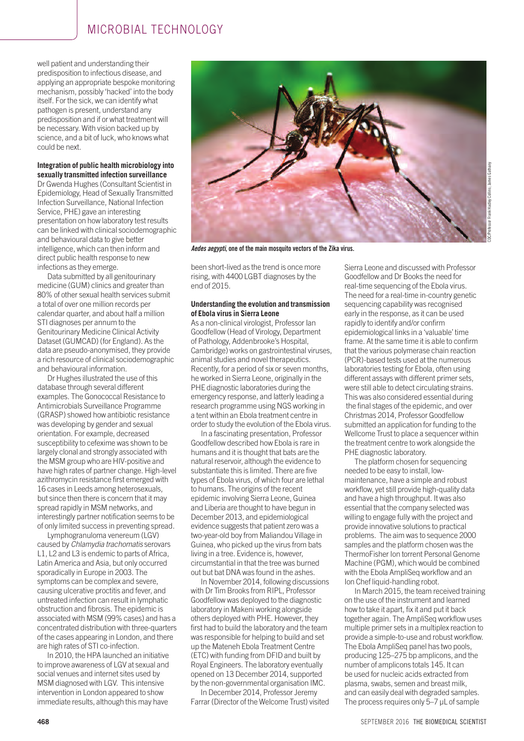well patient and understanding their predisposition to infectious disease, and applying an appropriate bespoke monitoring mechanism, possibly 'hacked' into the body itself. For the sick, we can identify what pathogen is present, understand any predisposition and if or what treatment will be necessary. With vision backed up by science, and a bit of luck, who knows what could be next.

**Integration of public health microbiology into sexually transmitted infection surveillance**
Dr Gwenda Hughes (Consultant Scientist in Epidemiology, Head of Sexually Transmitted Infection Surveillance, National Infection Service, PHE) gave an interesting presentation on how laboratory test results can be linked with clinical sociodemographic and behavioural data to give better intelligence, which can then inform and direct public health response to new infections as they emerge.

Data submitted by all genitourinary medicine (GUM) clinics and greater than 80% of other sexual health services submit a total of over one million records per calendar quarter, and about half a million STI diagnoses per annum to the Genitourinary Medicine Clinical Activity Dataset (GUMCAD) (for England). As the data are pseudo-anonymised, they provide a rich resource of clinical sociodemographic and behavioural information.

Dr Hughes illustrated the use of this database through several different examples. The Gonococcal Resistance to Antimicrobials Surveillance Programme (GRASP) showed how antibiotic resistance was developing by gender and sexual orientation. For example, decreased susceptibility to cefexime was shown to be largely clonal and strongly associated with the MSM group who are HIV-positive and have high rates of partner change. High-level azithromycin resistance first emerged with 16 cases in Leeds among heterosexuals, but since then there is concern that it may spread rapidly in MSM networks, and interestingly partner notification seems to be of only limited success in preventing spread.

Lymphogranuloma venereum (LGV) caused by *Chlamydia trachomatis* serovars L1, L2 and L3 is endemic to parts of Africa, Latin America and Asia, but only occurred sporadically in Europe in 2003. The symptoms can be complex and severe, causing ulcerative proctitis and fever, and untreated infection can result in lymphatic obstruction and fibrosis. The epidemic is associated with MSM (99% cases) and has a concentrated distribution with three-quarters of the cases appearing in London, and there are high rates of STI co-infection.

In 2010, the HPA launched an initiative to improve awareness of LGV at sexual and social venues and internet sites used by MSM diagnosed with LGV. This intensive intervention in London appeared to show immediate results, although this may have been short-lived as the trend is once more rising, with 4400 LGBT diagnoses by the end of 2015.

***Aedes aegypti*, one of the main mosquito vectors of the Zika virus.**

**Understanding the evolution and transmission of Ebola virus in Sierra Leone**
As a non-clinical virologist, Professor Ian Goodfellow (Head of Virology, Department of Pathology, Addenbrooke's Hospital, Cambridge) works on gastrointestinal viruses, animal studies and novel therapeutics. Recently, for a period of six or seven months, he worked in Sierra Leone, originally in the PHE diagnostic laboratories during the emergency response, and latterly leading a research programme using NGS working in a tent within an Ebola treatment centre in order to study the evolution of the Ebola virus.

In a fascinating presentation, Professor Goodfellow described how Ebola is rare in humans and it is thought that bats are the natural reservoir, although the evidence to substantiate this is limited. There are five types of Ebola virus, of which four are lethal to humans. The origins of the recent epidemic involving Sierra Leone, Guinea and Liberia are thought to have begun in December 2013, and epidemiological evidence suggests that patient zero was a two-year-old boy from Maliandou Village in Guinea, who picked up the virus from bats living in a tree. Evidence is, however, circumstantial in that the tree was burned out but bat DNA was found in the ashes.

In November 2014, following discussions with Dr Tim Brooks from RIPL, Professor Goodfellow was deployed to the diagnostic laboratory in Makeni working alongside others deployed with PHE. However, they first had to build the laboratory and the team was responsible for helping to build and set up the Mateneh Ebola Treatment Centre (ETC) with funding from DFID and built by Royal Engineers. The laboratory eventually opened on 13 December 2014, supported by the non-governmental organisation IMC.

In December 2014, Professor Jeremy Farrar (Director of the Welcome Trust) visited Sierra Leone and discussed with Professor Goodfellow and Dr Books the need for real-time sequencing of the Ebola virus. The need for a real-time in-country genetic sequencing capability was recognised early in the response, as it can be used rapidly to identify and/or confirm epidemiological links in a 'valuable' time frame. At the same time it is able to confirm that the various polymerase chain reaction (PCR)-based tests used at the numerous laboratories testing for Ebola, often using different assays with different primer sets, were still able to detect circulating strains. This was also considered essential during the final stages of the epidemic, and over Christmas 2014, Professor Goodfellow submitted an application for funding to the Wellcome Trust to place a sequencer within the treatment centre to work alongside the PHE diagnostic laboratory.

The platform chosen for sequencing needed to be easy to install, low-maintenance, have a simple and robust workflow, yet still provide high-quality data and have a high throughput. It was also essential that the company selected was willing to engage fully with the project and provide innovative solutions to practical problems. The aim was to sequence 2000 samples and the platform chosen was the ThermoFisher Ion torrent Personal Genome Machine (PGM), which would be combined with the Ebola AmpliSeq workflow and an Ion Chef liquid-handling robot.

In March 2015, the team received training on the use of the instrument and learned how to take it apart, fix it and put it back together again. The AmpliSeq workflow uses multiple primer sets in a multiplex reaction to provide a simple-to-use and robust workflow. The Ebola AmpliSeq panel has two pools, producing 125–275 bp amplicons, and the number of amplicons totals 145. It can be used for nucleic acids extracted from plasma, swabs, semen and breast milk, and can easily deal with degraded samples. The process requires only 5–7 µL of sample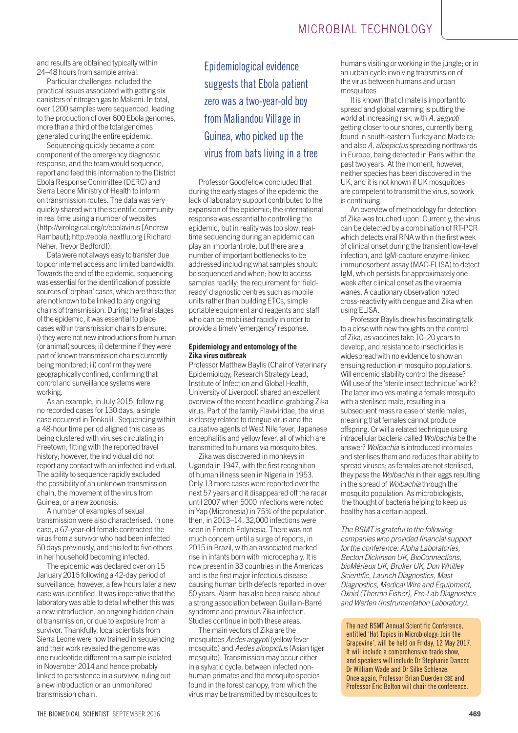and results are obtained typically within 24–48 hours from sample arrival.

Particular challenges included the practical issues associated with getting six canisters of nitrogen gas to Makeni. In total, over 1200 samples were sequenced, leading to the production of over 600 Ebola genomes, more than a third of the total genomes generated during the entire epidemic.

Sequencing quickly became a core component of the emergency diagnostic response, and the team would sequence, report and feed this information to the District Ebola Response Committee (DERC) and Sierra Leone Ministry of Health to inform on transmission routes. The data was very quickly shared with the scientific community in real time using a number of websites (http://virological.org/c/ebolavirus [Andrew Rambaut]; http://ebola.nextflu.org [Richard Neher, Trevor Bedford]).

Data were not always easy to transfer due to poor internet access and limited bandwidth. Towards the end of the epidemic, sequencing was essential for the identification of possible sources of 'orphan' cases, which are those that are not known to be linked to any ongoing chains of transmission. During the final stages of the epidemic, it was essential to place cases within transmission chains to ensure: i) they were not new introductions from human (or animal) sources; ii) determine if they were part of known transmission chains currently being monitored; iii) confirm they were geographically confined, confirming that control and surveillance systems were working.

As an example, in July 2015, following no recorded cases for 130 days, a single case occurred in Tonkolili. Sequencing within a 48-hour time period aligned this case as being clustered with viruses circulating in Freetown, fitting with the reported travel history; however, the individual did not report any contact with an infected individual. The ability to sequence rapidly excluded the possibility of an unknown transmission chain, the movement of the virus from Guinea, or a new zoonosis.

A number of examples of sexual transmission were also characterised. In one case, a 67-year-old female contracted the virus from a survivor who had been infected 50 days previously, and this led to five others in her household becoming infected.

The epidemic was declared over on 15 January 2016 following a 42-day period of surveillance; however, a few hours later a new case was identified. It was imperative that the laboratory was able to detail whether this was a new introduction, an ongoing hidden chain of transmission, or due to exposure from a survivor. Thankfully, local scientists from Sierra Leone were now trained in sequencing and their work revealed the genome was one nucleotide different to a sample isolated in November 2014 and hence probably linked to persistence in a survivor, ruling out a new introduction or an unmonitored transmission chain.

> Epidemiological evidence suggests that Ebola patient zero was a two-year-old boy from Maliandou Village in Guinea, who picked up the virus from bats living in a tree

Professor Goodfellow concluded that during the early stages of the epidemic the lack of laboratory support contributed to the expansion of the epidemic; the international response was essential to controlling the epidemic, but in reality was too slow; real-time sequencing during an epidemic can play an important role, but there are a number of important bottlenecks to be addressed including what samples should be sequenced and when; how to access samples readily; the requirement for 'field-ready' diagnostic centres such as mobile units rather than building ETCs, simple portable equipment and reagents and staff who can be mobilised rapidly in order to provide a timely 'emergency' response.

### Epidemiology and entomology of the Zika virus outbreak

Professor Matthew Baylis (Chair of Veterinary Epidemiology, Research Strategy Lead, Institute of Infection and Global Health, University of Liverpool) shared an excellent overview of the recent headline-grabbing Zika virus. Part of the family Flaviviridae, the virus is closely related to dengue virus and the causative agents of West Nile fever, Japanese encephalitis and yellow fever, all of which are transmitted to humans via mosquito bites.

Zika was discovered in monkeys in Uganda in 1947, with the first recognition of human illness seen in Nigeria in 1953. Only 13 more cases were reported over the next 57 years and it disappeared off the radar until 2007 when 5000 infections were noted in Yap (Micronesia) in 75% of the population, then, in 2013–14, 32,000 infections were seen in French Polynesia. There was not much concern until a surge of reports, in 2015 in Brazil, with an associated marked rise in infants born with microcephaly. It is now present in 33 countries in the Americas and is the first major infectious disease causing human birth defects reported in over 50 years. Alarm has also been raised about a strong association between Guillain-Barré syndrome and previous Zika infection. Studies continue in both these areas.

The main vectors of Zika are the mosquitoes *Aedes aegypti* (yellow fever mosquito) and *Aedes albopictus* (Asian tiger mosquito). Transmission may occur either in a sylvatic cycle, between infected non-human primates and the mosquito species found in the forest canopy, from which the virus may be transmitted by mosquitoes to humans visiting or working in the jungle; or in an urban cycle involving transmission of the virus between humans and urban mosquitoes

It is known that climate is important to spread and global warming is putting the world at increasing risk, with *A. aegypti* getting closer to our shores, currently being found in south-eastern Turkey and Madeira; and also *A. albopictus* spreading northwards in Europe, being detected in Paris within the past two years. At the moment, however, neither species has been discovered in the UK, and it is not known if UK mosquitoes are competent to transmit the virus, so work is continuing.

An overview of methodology for detection of Zika was touched upon. Currently, the virus can be detected by a combination of RT-PCR which detects viral RNA within the first week of clinical onset during the transient low-level infection, and IgM-capture enzyme-linked immunosorbent assay (MAC-ELISA) to detect IgM, which persists for approximately one week after clinical onset as the viraemia wanes. A cautionary observation noted cross-reactivity with dengue and Zika when using ELISA.

Professor Baylis drew his fascinating talk to a close with new thoughts on the control of Zika, as vaccines take 10–20 years to develop, and resistance to insecticides is widespread with no evidence to show an ensuing reduction in mosquito populations. Will endemic stability control the disease? Will use of the 'sterile insect technique' work? The latter involves mating a female mosquito with a sterilised male, resulting in a subsequent mass release of sterile males, meaning that females cannot produce offspring. Or will a related technique using intracellular bacteria called *Wolbachia* be the answer? *Wolbachia* is introduced into males and sterilises them and reduces their ability to spread viruses; as females are not sterilised, they pass the *Wolbachia* in their eggs resulting in the spread of *Wolbachia* through the mosquito population. As microbiologists, the thought of bacteria helping to keep us healthy has a certain appeal.

*The BSMT is grateful to the following companies who provided financial support for the conference: Alpha Laboratories, Becton Dickinson UK, BioConnections, bioMérieux UK, Bruker UK, Don Whitley Scientific, Launch Diagnostics, Mast Diagnostics, Medical Wire and Equipment, Oxoid (Thermo Fisher), Pro-Lab Diagnostics and Werfen (Instrumentation Laboratory).*

> The next BSMT Annual Scientific Conference, entitled 'Hot Topics in Microbiology: Join the Grapevine', will be held on Friday, 12 May 2017. It will include a comprehensive trade show, and speakers will include Dr Stephanie Dancer, Dr William Wade and Dr Silke Schlenze. Once again, Professor Brian Duerden CBE and Professor Eric Bolton will chair the conference.